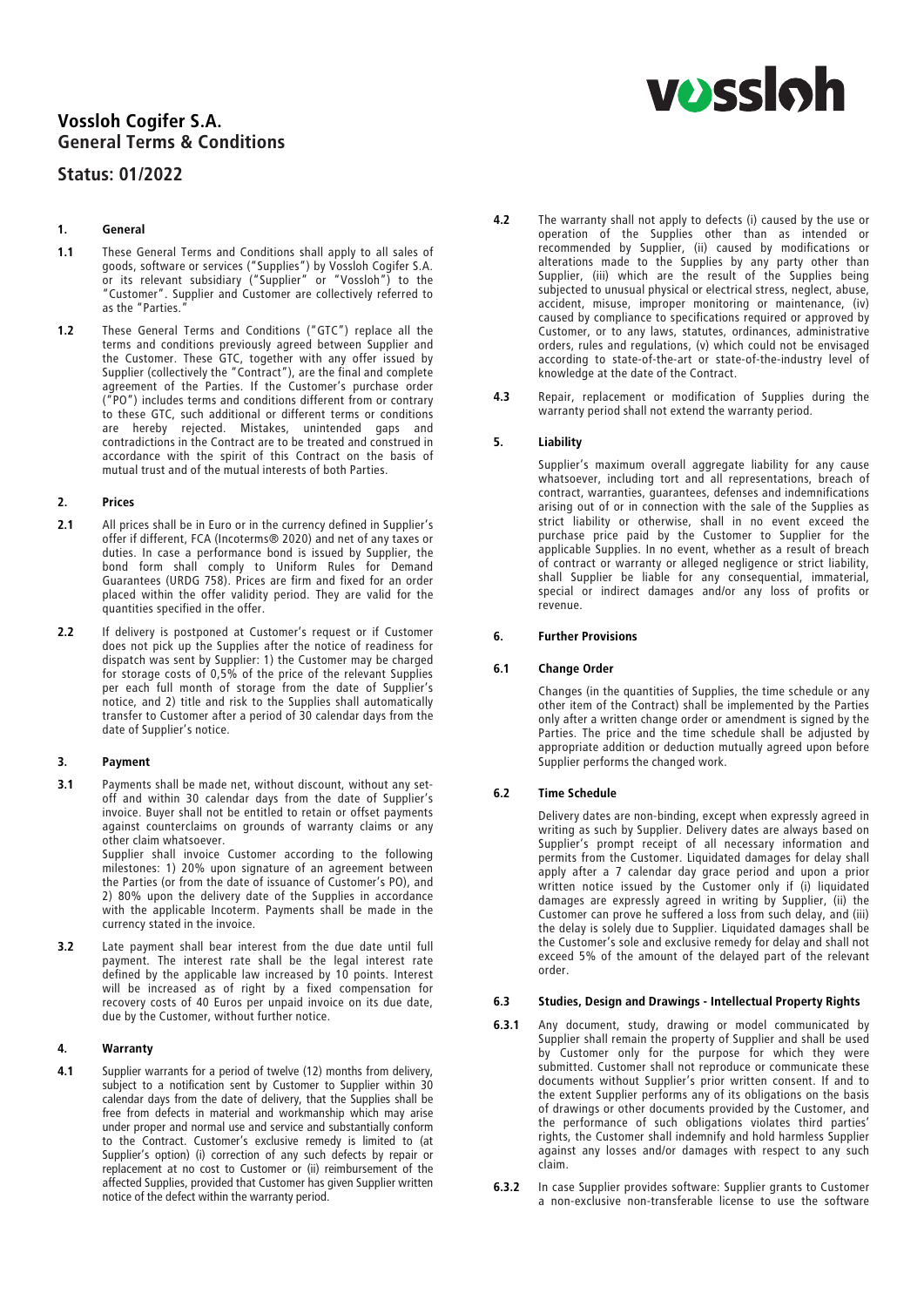# Vossloh Cogifer S.A.
# General Terms & Conditions

## Status: 01/2022

### 1. General

**1.1** These General Terms and Conditions shall apply to all sales of goods, software or services ("Supplies") by Vossloh Cogifer S.A. or its relevant subsidiary ("Supplier" or "Vossloh") to the "Customer". Supplier and Customer are collectively referred to as the "Parties."

**1.2** These General Terms and Conditions ("GTC") replace all the terms and conditions previously agreed between Supplier and the Customer. These GTC, together with any offer issued by Supplier (collectively the "Contract"), are the final and complete agreement of the Parties. If the Customer's purchase order ("PO") includes terms and conditions different from or contrary to these GTC, such additional or different terms or conditions are hereby rejected. Mistakes, unintended gaps and contradictions in the Contract are to be treated and construed in accordance with the spirit of this Contract on the basis of mutual trust and of the mutual interests of both Parties.

### 2. Prices

**2.1** All prices shall be in Euro or in the currency defined in Supplier's offer if different, FCA (Incoterms® 2020) and net of any taxes or duties. In case a performance bond is issued by Supplier, the bond form shall comply to Uniform Rules for Demand Guarantees (URDG 758). Prices are firm and fixed for an order placed within the offer validity period. They are valid for the quantities specified in the offer.

**2.2** If delivery is postponed at Customer's request or if Customer does not pick up the Supplies after the notice of readiness for dispatch was sent by Supplier: 1) the Customer may be charged for storage costs of 0,5% of the price of the relevant Supplies per each full month of storage from the date of Supplier's notice, and 2) title and risk to the Supplies shall automatically transfer to Customer after a period of 30 calendar days from the date of Supplier's notice.

### 3. Payment

**3.1** Payments shall be made net, without discount, without any set-off and within 30 calendar days from the date of Supplier's invoice. Buyer shall not be entitled to retain or offset payments against counterclaims on grounds of warranty claims or any other claim whatsoever.
Supplier shall invoice Customer according to the following milestones: 1) 20% upon signature of an agreement between the Parties (or from the date of issuance of Customer's PO), and 2) 80% upon the delivery date of the Supplies in accordance with the applicable Incoterm. Payments shall be made in the currency stated in the invoice.

**3.2** Late payment shall bear interest from the due date until full payment. The interest rate shall be the legal interest rate defined by the applicable law increased by 10 points. Interest will be increased as of right by a fixed compensation for recovery costs of 40 Euros per unpaid invoice on its due date, due by the Customer, without further notice.

### 4. Warranty

**4.1** Supplier warrants for a period of twelve (12) months from delivery, subject to a notification sent by Customer to Supplier within 30 calendar days from the date of delivery, that the Supplies shall be free from defects in material and workmanship which may arise under proper and normal use and service and substantially conform to the Contract. Customer's exclusive remedy is limited to (at Supplier's option) (i) correction of any such defects by repair or replacement at no cost to Customer or (ii) reimbursement of the affected Supplies, provided that Customer has given Supplier written notice of the defect within the warranty period.

**4.2** The warranty shall not apply to defects (i) caused by the use or operation of the Supplies other than as intended or recommended by Supplier, (ii) caused by modifications or alterations made to the Supplies by any party other than Supplier, (iii) which are the result of the Supplies being subjected to unusual physical or electrical stress, neglect, abuse, accident, misuse, improper monitoring or maintenance, (iv) caused by compliance to specifications required or approved by Customer, or to any laws, statutes, ordinances, administrative orders, rules and regulations, (v) which could not be envisaged according to state-of-the-art or state-of-the-industry level of knowledge at the date of the Contract.

**4.3** Repair, replacement or modification of Supplies during the warranty period shall not extend the warranty period.

### 5. Liability

Supplier's maximum overall aggregate liability for any cause whatsoever, including tort and all representations, breach of contract, warranties, guarantees, defenses and indemnifications arising out of or in connection with the sale of the Supplies as strict liability or otherwise, shall in no event exceed the purchase price paid by the Customer to Supplier for the applicable Supplies. In no event, whether as a result of breach of contract or warranty or alleged negligence or strict liability, shall Supplier be liable for any consequential, immaterial, special or indirect damages and/or any loss of profits or revenue.

### 6. Further Provisions

#### 6.1 Change Order

Changes (in the quantities of Supplies, the time schedule or any other item of the Contract) shall be implemented by the Parties only after a written change order or amendment is signed by the Parties. The price and the time schedule shall be adjusted by appropriate addition or deduction mutually agreed upon before Supplier performs the changed work.

#### 6.2 Time Schedule

Delivery dates are non-binding, except when expressly agreed in writing as such by Supplier. Delivery dates are always based on Supplier's prompt receipt of all necessary information and permits from the Customer. Liquidated damages for delay shall apply after a 7 calendar day grace period and upon a prior written notice issued by the Customer only if (i) liquidated damages are expressly agreed in writing by Supplier, (ii) the Customer can prove he suffered a loss from such delay, and (iii) the delay is solely due to Supplier. Liquidated damages shall be the Customer's sole and exclusive remedy for delay and shall not exceed 5% of the amount of the delayed part of the relevant order.

#### 6.3 Studies, Design and Drawings - Intellectual Property Rights

**6.3.1** Any document, study, drawing or model communicated by Supplier shall remain the property of Supplier and shall be used by Customer only for the purpose for which they were submitted. Customer shall not reproduce or communicate these documents without Supplier's prior written consent. If and to the extent Supplier performs any of its obligations on the basis of drawings or other documents provided by the Customer, and the performance of such obligations violates third parties' rights, the Customer shall indemnify and hold harmless Supplier against any losses and/or damages with respect to any such claim.

**6.3.2** In case Supplier provides software: Supplier grants to Customer a non-exclusive non-transferable license to use the software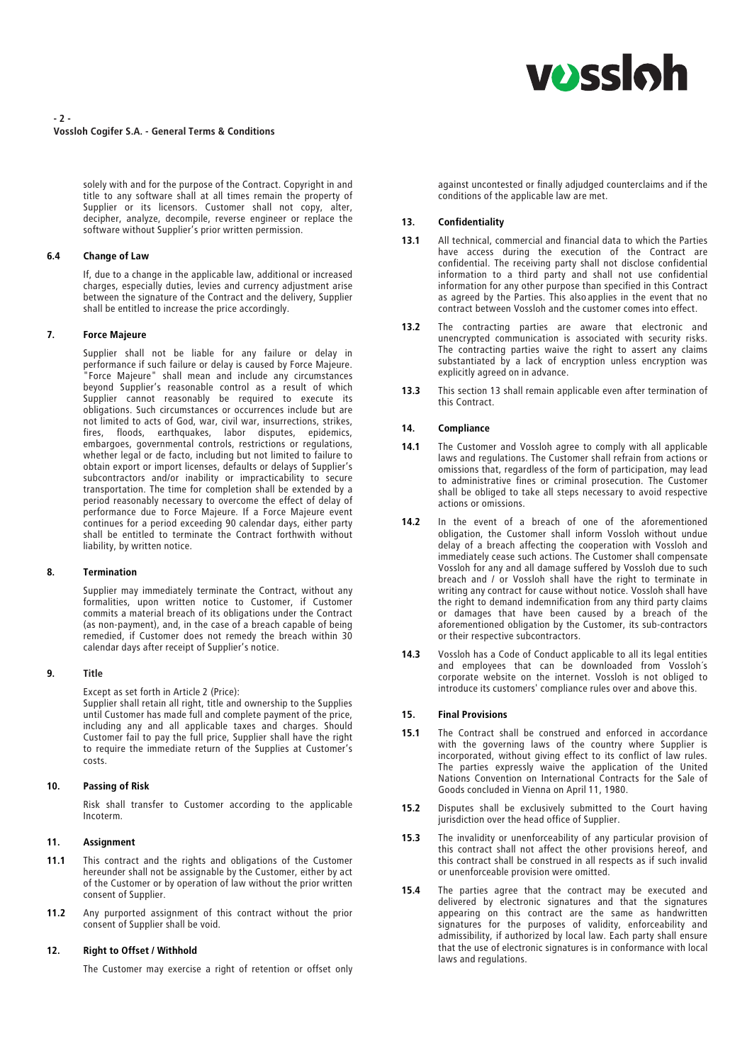solely with and for the purpose of the Contract. Copyright in and title to any software shall at all times remain the property of Supplier or its licensors. Customer shall not copy, alter, decipher, analyze, decompile, reverse engineer or replace the software without Supplier's prior written permission.

### 6.4 Change of Law

If, due to a change in the applicable law, additional or increased charges, especially duties, levies and currency adjustment arise between the signature of the Contract and the delivery, Supplier shall be entitled to increase the price accordingly.

## 7. Force Majeure

Supplier shall not be liable for any failure or delay in performance if such failure or delay is caused by Force Majeure. "Force Majeure" shall mean and include any circumstances beyond Supplier's reasonable control as a result of which Supplier cannot reasonably be required to execute its obligations. Such circumstances or occurrences include but are not limited to acts of God, war, civil war, insurrections, strikes, fires, floods, earthquakes, labor disputes, epidemics, embargoes, governmental controls, restrictions or regulations, whether legal or de facto, including but not limited to failure to obtain export or import licenses, defaults or delays of Supplier's subcontractors and/or inability or impracticability to secure transportation. The time for completion shall be extended by a period reasonably necessary to overcome the effect of delay of performance due to Force Majeure. If a Force Majeure event continues for a period exceeding 90 calendar days, either party shall be entitled to terminate the Contract forthwith without liability, by written notice.

## 8. Termination

Supplier may immediately terminate the Contract, without any formalities, upon written notice to Customer, if Customer commits a material breach of its obligations under the Contract (as non-payment), and, in the case of a breach capable of being remedied, if Customer does not remedy the breach within 30 calendar days after receipt of Supplier's notice.

## 9. Title

Except as set forth in Article 2 (Price):
Supplier shall retain all right, title and ownership to the Supplies until Customer has made full and complete payment of the price, including any and all applicable taxes and charges. Should Customer fail to pay the full price, Supplier shall have the right to require the immediate return of the Supplies at Customer's costs.

## 10. Passing of Risk

Risk shall transfer to Customer according to the applicable Incoterm.

## 11. Assignment

**11.1** This contract and the rights and obligations of the Customer hereunder shall not be assignable by the Customer, either by act of the Customer or by operation of law without the prior written consent of Supplier.

**11.2** Any purported assignment of this contract without the prior consent of Supplier shall be void.

## 12. Right to Offset / Withhold

The Customer may exercise a right of retention or offset only against uncontested or finally adjudged counterclaims and if the conditions of the applicable law are met.

## 13. Confidentiality

**13.1** All technical, commercial and financial data to which the Parties have access during the execution of the Contract are confidential. The receiving party shall not disclose confidential information to a third party and shall not use confidential information for any other purpose than specified in this Contract as agreed by the Parties. This also applies in the event that no contract between Vossloh and the customer comes into effect.

**13.2** The contracting parties are aware that electronic and unencrypted communication is associated with security risks. The contracting parties waive the right to assert any claims substantiated by a lack of encryption unless encryption was explicitly agreed on in advance.

**13.3** This section 13 shall remain applicable even after termination of this Contract.

## 14. Compliance

**14.1** The Customer and Vossloh agree to comply with all applicable laws and regulations. The Customer shall refrain from actions or omissions that, regardless of the form of participation, may lead to administrative fines or criminal prosecution. The Customer shall be obliged to take all steps necessary to avoid respective actions or omissions.

**14.2** In the event of a breach of one of the aforementioned obligation, the Customer shall inform Vossloh without undue delay of a breach affecting the cooperation with Vossloh and immediately cease such actions. The Customer shall compensate Vossloh for any and all damage suffered by Vossloh due to such breach and / or Vossloh shall have the right to terminate in writing any contract for cause without notice. Vossloh shall have the right to demand indemnification from any third party claims or damages that have been caused by a breach of the aforementioned obligation by the Customer, its sub-contractors or their respective subcontractors.

**14.3** Vossloh has a Code of Conduct applicable to all its legal entities and employees that can be downloaded from Vossloh's corporate website on the internet. Vossloh is not obliged to introduce its customers' compliance rules over and above this.

## 15. Final Provisions

**15.1** The Contract shall be construed and enforced in accordance with the governing laws of the country where Supplier is incorporated, without giving effect to its conflict of law rules. The parties expressly waive the application of the United Nations Convention on International Contracts for the Sale of Goods concluded in Vienna on April 11, 1980.

**15.2** Disputes shall be exclusively submitted to the Court having jurisdiction over the head office of Supplier.

**15.3** The invalidity or unenforceability of any particular provision of this contract shall not affect the other provisions hereof, and this contract shall be construed in all respects as if such invalid or unenforceable provision were omitted.

**15.4** The parties agree that the contract may be executed and delivered by electronic signatures and that the signatures appearing on this contract are the same as handwritten signatures for the purposes of validity, enforceability and admissibility, if authorized by local law. Each party shall ensure that the use of electronic signatures is in conformance with local laws and regulations.